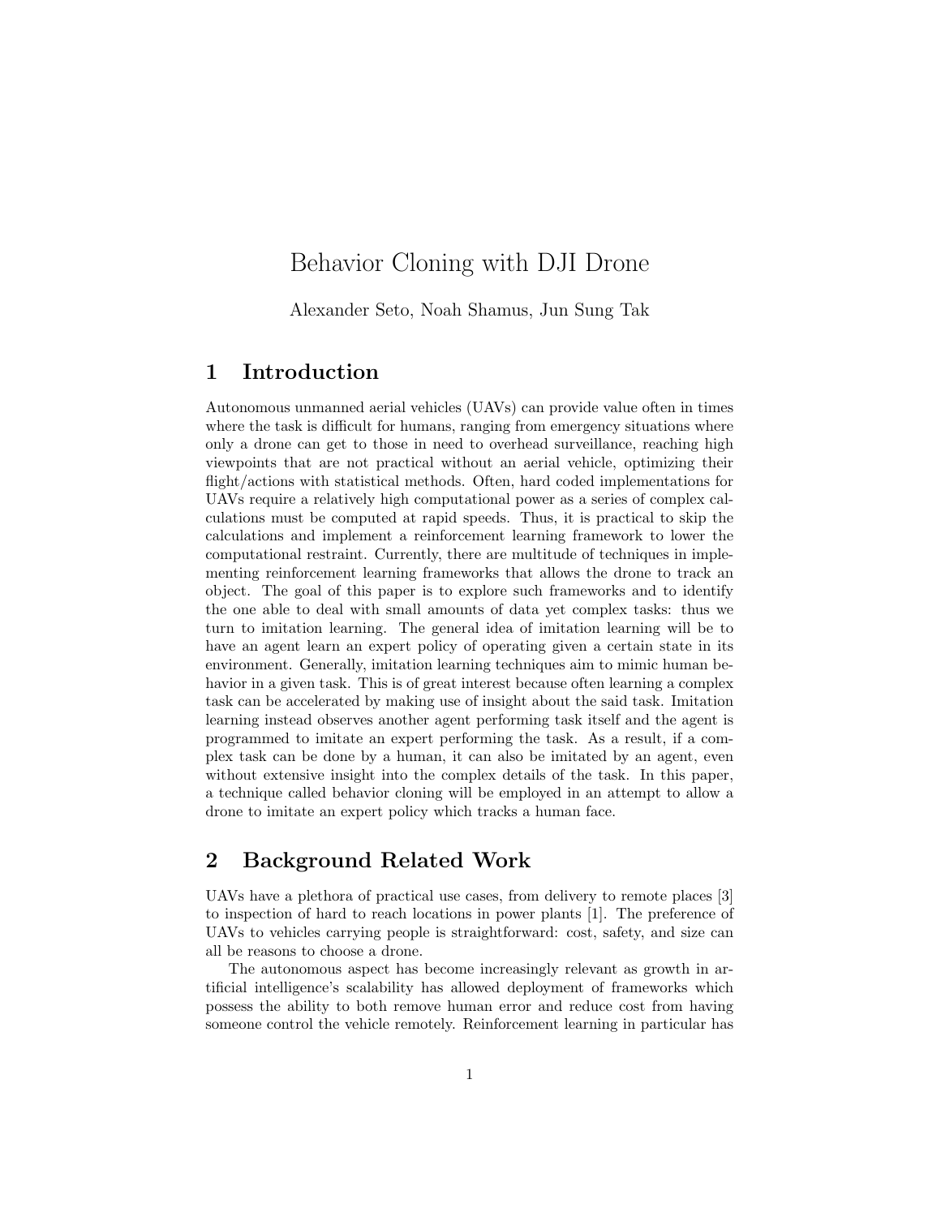# Behavior Cloning with DJI Drone

Alexander Seto, Noah Shamus, Jun Sung Tak

## 1 Introduction

Autonomous unmanned aerial vehicles (UAVs) can provide value often in times where the task is difficult for humans, ranging from emergency situations where only a drone can get to those in need to overhead surveillance, reaching high viewpoints that are not practical without an aerial vehicle, optimizing their flight/actions with statistical methods. Often, hard coded implementations for UAVs require a relatively high computational power as a series of complex calculations must be computed at rapid speeds. Thus, it is practical to skip the calculations and implement a reinforcement learning framework to lower the computational restraint. Currently, there are multitude of techniques in implementing reinforcement learning frameworks that allows the drone to track an object. The goal of this paper is to explore such frameworks and to identify the one able to deal with small amounts of data yet complex tasks: thus we turn to imitation learning. The general idea of imitation learning will be to have an agent learn an expert policy of operating given a certain state in its environment. Generally, imitation learning techniques aim to mimic human behavior in a given task. This is of great interest because often learning a complex task can be accelerated by making use of insight about the said task. Imitation learning instead observes another agent performing task itself and the agent is programmed to imitate an expert performing the task. As a result, if a complex task can be done by a human, it can also be imitated by an agent, even without extensive insight into the complex details of the task. In this paper, a technique called behavior cloning will be employed in an attempt to allow a drone to imitate an expert policy which tracks a human face.

## 2 Background Related Work

UAVs have a plethora of practical use cases, from delivery to remote places [3] to inspection of hard to reach locations in power plants [1]. The preference of UAVs to vehicles carrying people is straightforward: cost, safety, and size can all be reasons to choose a drone.

The autonomous aspect has become increasingly relevant as growth in artificial intelligence's scalability has allowed deployment of frameworks which possess the ability to both remove human error and reduce cost from having someone control the vehicle remotely. Reinforcement learning in particular has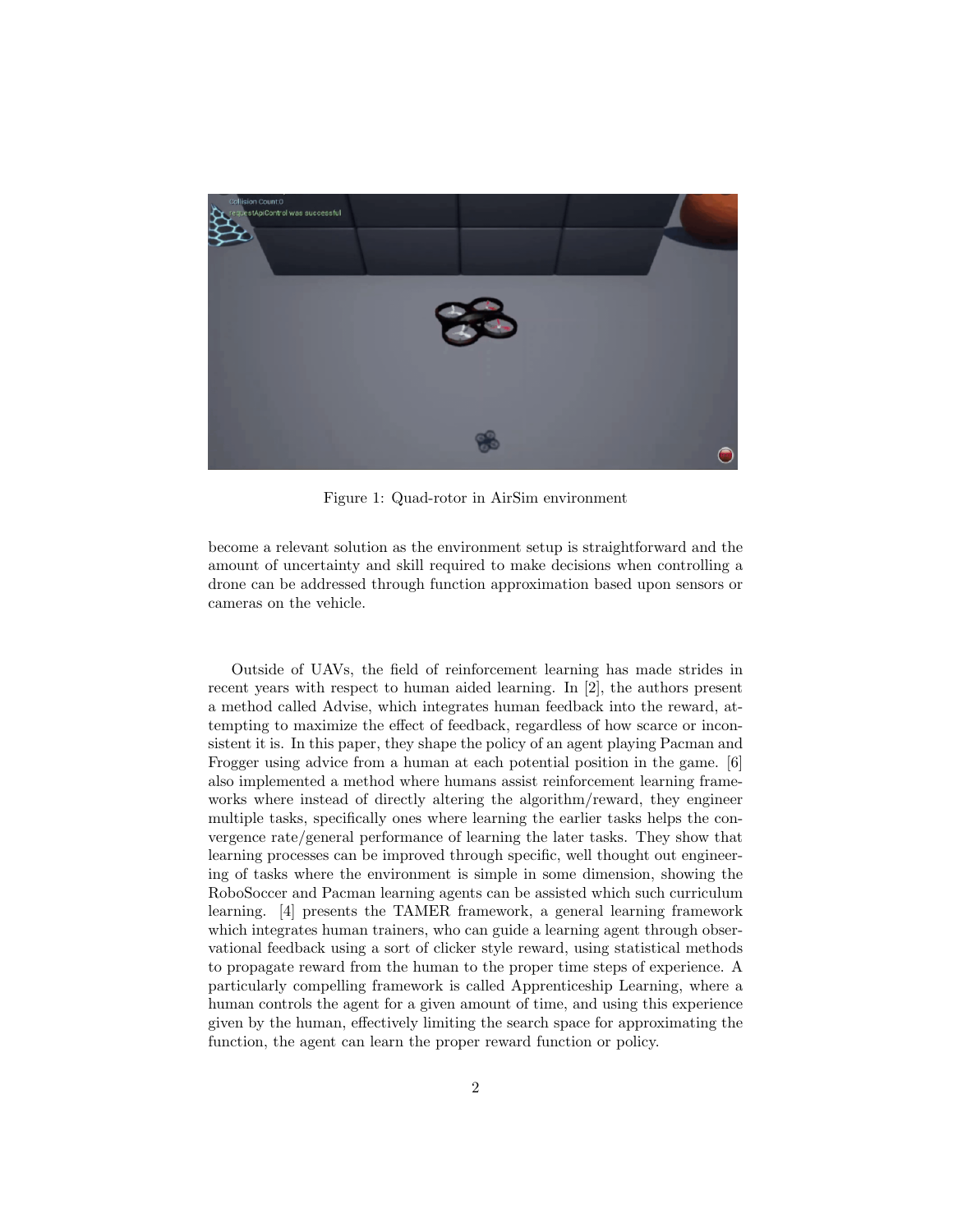Figure 1: Quad-rotor in AirSim environment

become a relevant solution as the environment setup is straightforward and the amount of uncertainty and skill required to make decisions when controlling a drone can be addressed through function approximation based upon sensors or cameras on the vehicle.

Outside of UAVs, the field of reinforcement learning has made strides in recent years with respect to human aided learning. In [2], the authors present a method called Advise, which integrates human feedback into the reward, attempting to maximize the effect of feedback, regardless of how scarce or inconsistent it is. In this paper, they shape the policy of an agent playing Pacman and Frogger using advice from a human at each potential position in the game. [6] also implemented a method where humans assist reinforcement learning frameworks where instead of directly altering the algorithm/reward, they engineer multiple tasks, specifically ones where learning the earlier tasks helps the convergence rate/general performance of learning the later tasks. They show that learning processes can be improved through specific, well thought out engineering of tasks where the environment is simple in some dimension, showing the RoboSoccer and Pacman learning agents can be assisted which such curriculum learning. [4] presents the TAMER framework, a general learning framework which integrates human trainers, who can guide a learning agent through observational feedback using a sort of clicker style reward, using statistical methods to propagate reward from the human to the proper time steps of experience. A particularly compelling framework is called Apprenticeship Learning, where a human controls the agent for a given amount of time, and using this experience given by the human, effectively limiting the search space for approximating the function, the agent can learn the proper reward function or policy.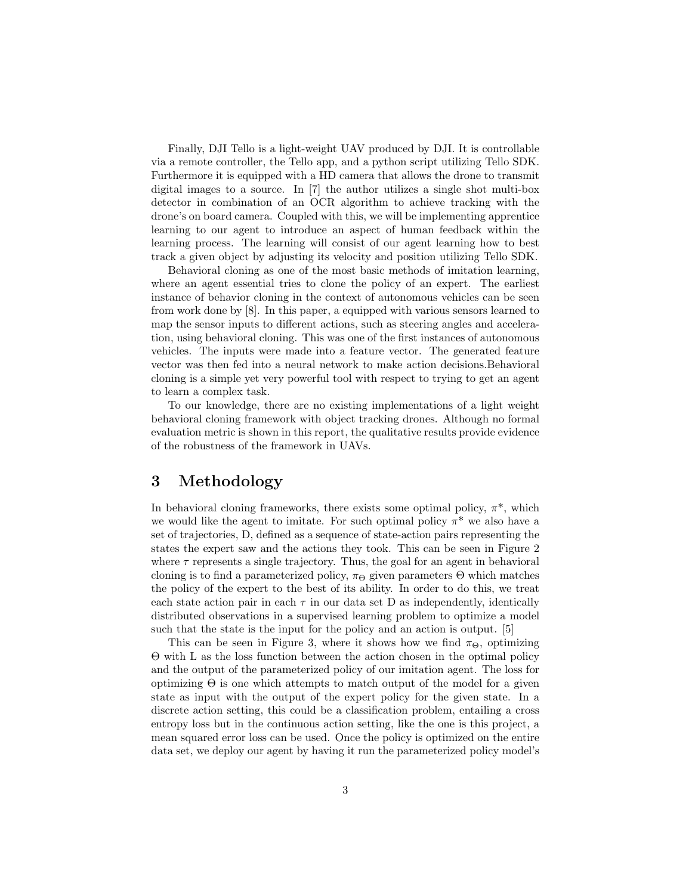Finally, DJI Tello is a light-weight UAV produced by DJI. It is controllable via a remote controller, the Tello app, and a python script utilizing Tello SDK. Furthermore it is equipped with a HD camera that allows the drone to transmit digital images to a source. In [7] the author utilizes a single shot multi-box detector in combination of an OCR algorithm to achieve tracking with the drone's on board camera. Coupled with this, we will be implementing apprentice learning to our agent to introduce an aspect of human feedback within the learning process. The learning will consist of our agent learning how to best track a given object by adjusting its velocity and position utilizing Tello SDK.

Behavioral cloning as one of the most basic methods of imitation learning, where an agent essential tries to clone the policy of an expert. The earliest instance of behavior cloning in the context of autonomous vehicles can be seen from work done by [8]. In this paper, a equipped with various sensors learned to map the sensor inputs to different actions, such as steering angles and acceleration, using behavioral cloning. This was one of the first instances of autonomous vehicles. The inputs were made into a feature vector. The generated feature vector was then fed into a neural network to make action decisions.Behavioral cloning is a simple yet very powerful tool with respect to trying to get an agent to learn a complex task.

To our knowledge, there are no existing implementations of a light weight behavioral cloning framework with object tracking drones. Although no formal evaluation metric is shown in this report, the qualitative results provide evidence of the robustness of the framework in UAVs.

# 3 Methodology

In behavioral cloning frameworks, there exists some optimal policy, $\pi^*$, which we would like the agent to imitate. For such optimal policy $\pi^*$ we also have a set of trajectories, D, defined as a sequence of state-action pairs representing the states the expert saw and the actions they took. This can be seen in Figure 2 where $\tau$ represents a single trajectory. Thus, the goal for an agent in behavioral cloning is to find a parameterized policy, $\pi_\Theta$ given parameters $\Theta$ which matches the policy of the expert to the best of its ability. In order to do this, we treat each state action pair in each $\tau$ in our data set D as independently, identically distributed observations in a supervised learning problem to optimize a model such that the state is the input for the policy and an action is output. [5]

This can be seen in Figure 3, where it shows how we find $\pi_\Theta$, optimizing $\Theta$ with L as the loss function between the action chosen in the optimal policy and the output of the parameterized policy of our imitation agent. The loss for optimizing $\Theta$ is one which attempts to match output of the model for a given state as input with the output of the expert policy for the given state. In a discrete action setting, this could be a classification problem, entailing a cross entropy loss but in the continuous action setting, like the one is this project, a mean squared error loss can be used. Once the policy is optimized on the entire data set, we deploy our agent by having it run the parameterized policy model's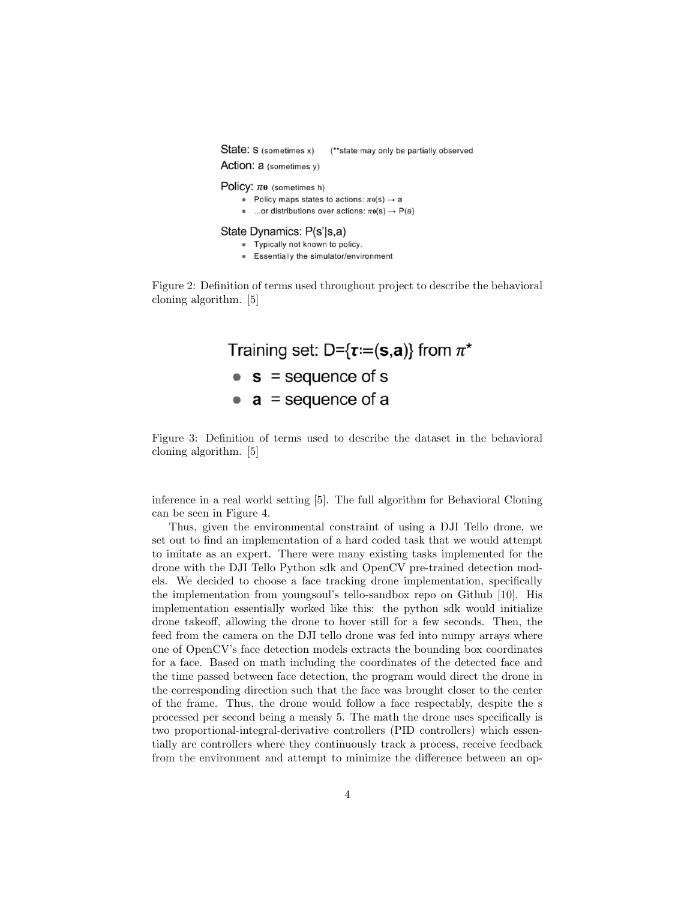State: s (sometimes x) (**state may only be partially observed

Action: a (sometimes y)

Policy: $\pi_\theta$ (sometimes h)

- Policy maps states to actions: $\pi_\theta(s) \rightarrow a$
- ...or distributions over actions: $\pi_\theta(s) \rightarrow P(a)$

State Dynamics: P(s'|s,a)

- Typically not known to policy.
- Essentially the simulator/environment

Figure 2: Definition of terms used throughout project to describe the behavioral cloning algorithm. [5]

Training set: $D=\{\tau:=(\mathbf{s},\mathbf{a})\}$ from $\pi^*$

- $\mathbf{s}$ = sequence of s
- $\mathbf{a}$ = sequence of a

Figure 3: Definition of terms used to describe the dataset in the behavioral cloning algorithm. [5]

inference in a real world setting [5]. The full algorithm for Behavioral Cloning can be seen in Figure 4.

Thus, given the environmental constraint of using a DJI Tello drone, we set out to find an implementation of a hard coded task that we would attempt to imitate as an expert. There were many existing tasks implemented for the drone with the DJI Tello Python sdk and OpenCV pre-trained detection models. We decided to choose a face tracking drone implementation, specifically the implementation from youngsoul's tello-sandbox repo on Github [10]. His implementation essentially worked like this: the python sdk would initialize drone takeoff, allowing the drone to hover still for a few seconds. Then, the feed from the camera on the DJI tello drone was fed into numpy arrays where one of OpenCV's face detection models extracts the bounding box coordinates for a face. Based on math including the coordinates of the detected face and the time passed between face detection, the program would direct the drone in the corresponding direction such that the face was brought closer to the center of the frame. Thus, the drone would follow a face respectably, despite the s processed per second being a measly 5. The math the drone uses specifically is two proportional-integral-derivative controllers (PID controllers) which essentially are controllers where they continuously track a process, receive feedback from the environment and attempt to minimize the difference between an op-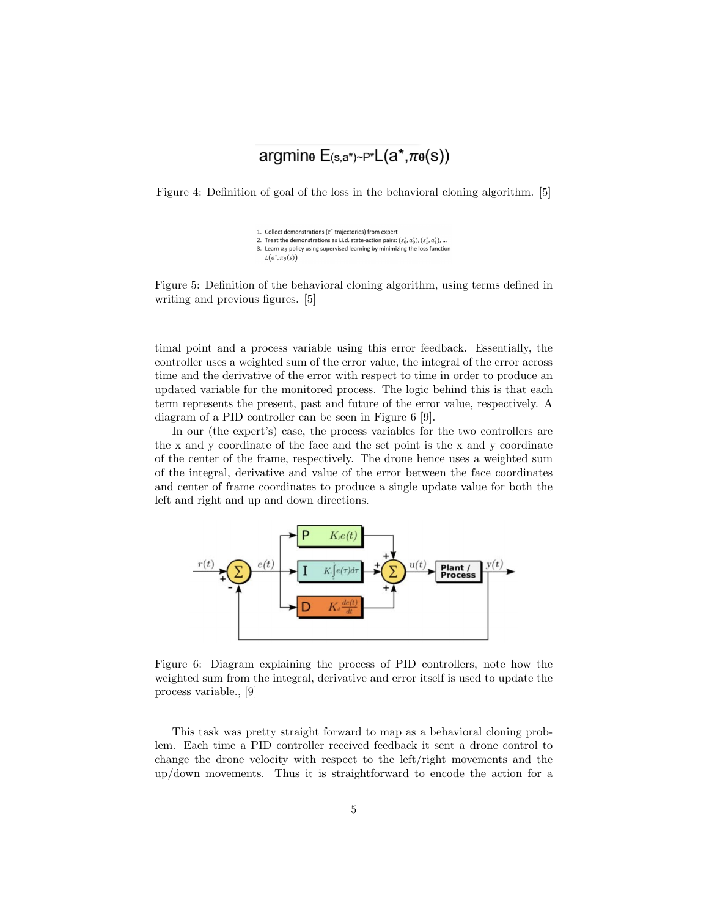$$\text{argmin}_\theta\ E_{(s,a^*)\sim P^*} L(a^*, \pi_\theta(s))$$

Figure 4: Definition of goal of the loss in the behavioral cloning algorithm. [5]

1. Collect demonstrations ($\tau^*$ trajectories) from expert
2. Treat the demonstrations as i.i.d. state-action pairs: $(s_0^*, a_0^*), (s_1^*, a_1^*), \ldots$
3. Learn $\pi_\theta$ policy using supervised learning by minimizing the loss function $L(a^*, \pi_\theta(s))$

Figure 5: Definition of the behavioral cloning algorithm, using terms defined in writing and previous figures. [5]

timal point and a process variable using this error feedback. Essentially, the controller uses a weighted sum of the error value, the integral of the error across time and the derivative of the error with respect to time in order to produce an updated variable for the monitored process. The logic behind this is that each term represents the present, past and future of the error value, respectively. A diagram of a PID controller can be seen in Figure 6 [9].

In our (the expert's) case, the process variables for the two controllers are the x and y coordinate of the face and the set point is the x and y coordinate of the center of the frame, respectively. The drone hence uses a weighted sum of the integral, derivative and value of the error between the face coordinates and center of frame coordinates to produce a single update value for both the left and right and up and down directions.

Figure 6: Diagram explaining the process of PID controllers, note how the weighted sum from the integral, derivative and error itself is used to update the process variable., [9]

This task was pretty straight forward to map as a behavioral cloning problem. Each time a PID controller received feedback it sent a drone control to change the drone velocity with respect to the left/right movements and the up/down movements. Thus it is straightforward to encode the action for a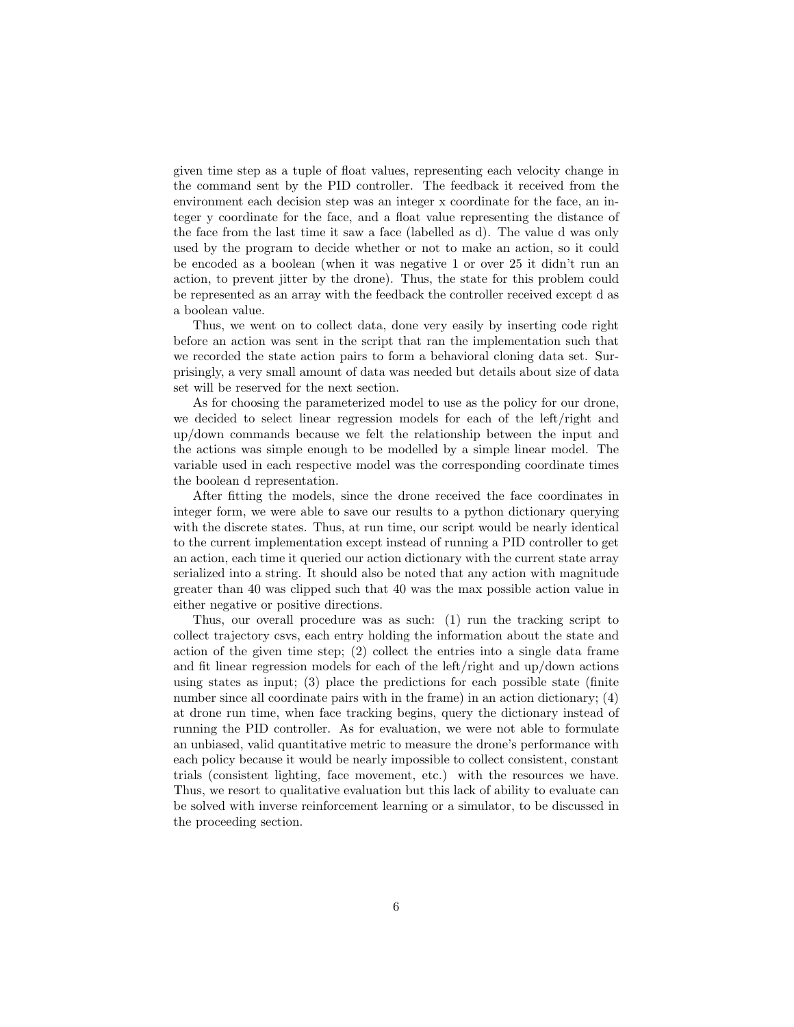given time step as a tuple of float values, representing each velocity change in the command sent by the PID controller. The feedback it received from the environment each decision step was an integer x coordinate for the face, an integer y coordinate for the face, and a float value representing the distance of the face from the last time it saw a face (labelled as d). The value d was only used by the program to decide whether or not to make an action, so it could be encoded as a boolean (when it was negative 1 or over 25 it didn't run an action, to prevent jitter by the drone). Thus, the state for this problem could be represented as an array with the feedback the controller received except d as a boolean value.

Thus, we went on to collect data, done very easily by inserting code right before an action was sent in the script that ran the implementation such that we recorded the state action pairs to form a behavioral cloning data set. Surprisingly, a very small amount of data was needed but details about size of data set will be reserved for the next section.

As for choosing the parameterized model to use as the policy for our drone, we decided to select linear regression models for each of the left/right and up/down commands because we felt the relationship between the input and the actions was simple enough to be modelled by a simple linear model. The variable used in each respective model was the corresponding coordinate times the boolean d representation.

After fitting the models, since the drone received the face coordinates in integer form, we were able to save our results to a python dictionary querying with the discrete states. Thus, at run time, our script would be nearly identical to the current implementation except instead of running a PID controller to get an action, each time it queried our action dictionary with the current state array serialized into a string. It should also be noted that any action with magnitude greater than 40 was clipped such that 40 was the max possible action value in either negative or positive directions.

Thus, our overall procedure was as such: (1) run the tracking script to collect trajectory csvs, each entry holding the information about the state and action of the given time step; (2) collect the entries into a single data frame and fit linear regression models for each of the left/right and up/down actions using states as input; (3) place the predictions for each possible state (finite number since all coordinate pairs with in the frame) in an action dictionary; (4) at drone run time, when face tracking begins, query the dictionary instead of running the PID controller. As for evaluation, we were not able to formulate an unbiased, valid quantitative metric to measure the drone's performance with each policy because it would be nearly impossible to collect consistent, constant trials (consistent lighting, face movement, etc.) with the resources we have. Thus, we resort to qualitative evaluation but this lack of ability to evaluate can be solved with inverse reinforcement learning or a simulator, to be discussed in the proceeding section.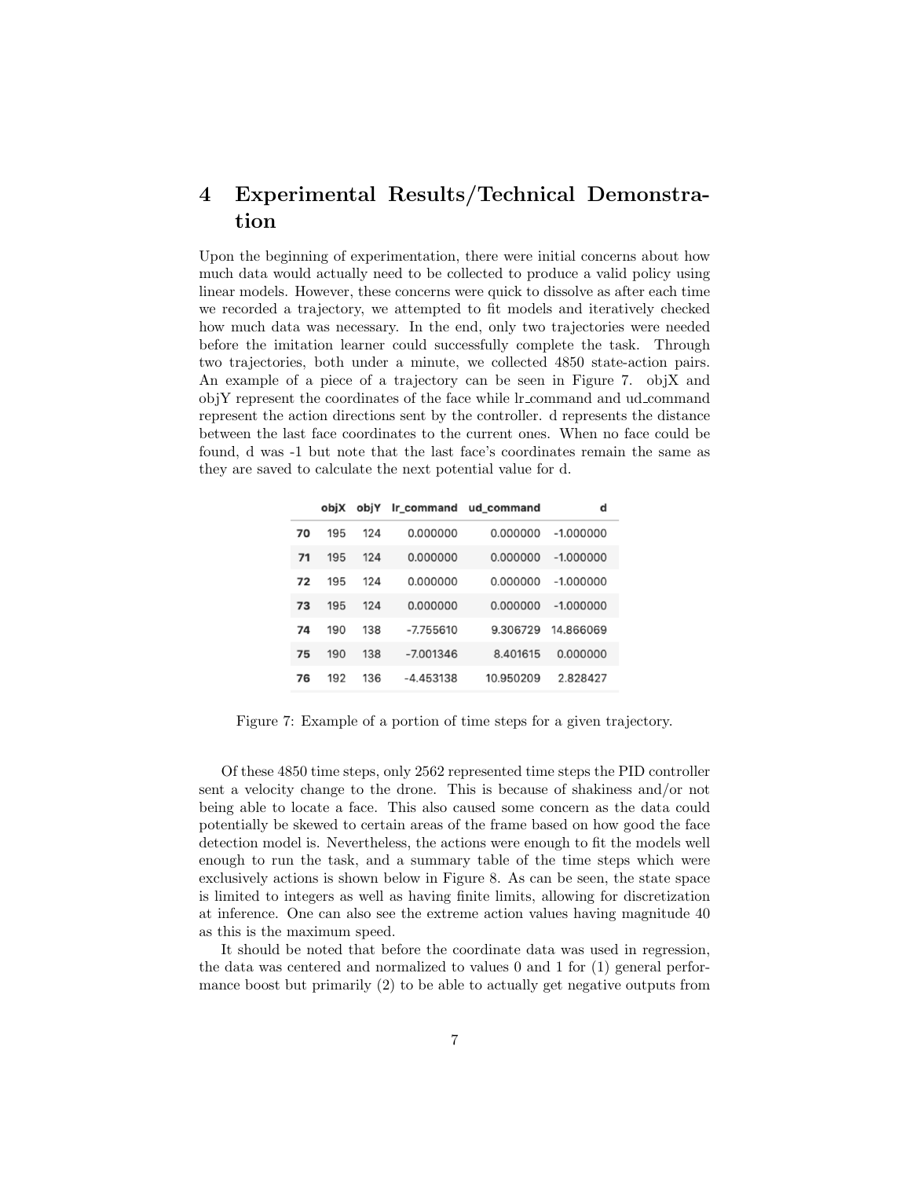# 4 Experimental Results/Technical Demonstration

Upon the beginning of experimentation, there were initial concerns about how much data would actually need to be collected to produce a valid policy using linear models. However, these concerns were quick to dissolve as after each time we recorded a trajectory, we attempted to fit models and iteratively checked how much data was necessary. In the end, only two trajectories were needed before the imitation learner could successfully complete the task. Through two trajectories, both under a minute, we collected 4850 state-action pairs. An example of a piece of a trajectory can be seen in Figure 7. objX and objY represent the coordinates of the face while lr_command and ud_command represent the action directions sent by the controller. d represents the distance between the last face coordinates to the current ones. When no face could be found, d was -1 but note that the last face's coordinates remain the same as they are saved to calculate the next potential value for d.

| | objX | objY | lr_command | ud_command | d |
|---|---|---|---|---|---|
| 70 | 195 | 124 | 0.000000 | 0.000000 | -1.000000 |
| 71 | 195 | 124 | 0.000000 | 0.000000 | -1.000000 |
| 72 | 195 | 124 | 0.000000 | 0.000000 | -1.000000 |
| 73 | 195 | 124 | 0.000000 | 0.000000 | -1.000000 |
| 74 | 190 | 138 | -7.755610 | 9.306729 | 14.866069 |
| 75 | 190 | 138 | -7.001346 | 8.401615 | 0.000000 |
| 76 | 192 | 136 | -4.453138 | 10.950209 | 2.828427 |

Figure 7: Example of a portion of time steps for a given trajectory.

Of these 4850 time steps, only 2562 represented time steps the PID controller sent a velocity change to the drone. This is because of shakiness and/or not being able to locate a face. This also caused some concern as the data could potentially be skewed to certain areas of the frame based on how good the face detection model is. Nevertheless, the actions were enough to fit the models well enough to run the task, and a summary table of the time steps which were exclusively actions is shown below in Figure 8. As can be seen, the state space is limited to integers as well as having finite limits, allowing for discretization at inference. One can also see the extreme action values having magnitude 40 as this is the maximum speed.

It should be noted that before the coordinate data was used in regression, the data was centered and normalized to values 0 and 1 for (1) general performance boost but primarily (2) to be able to actually get negative outputs from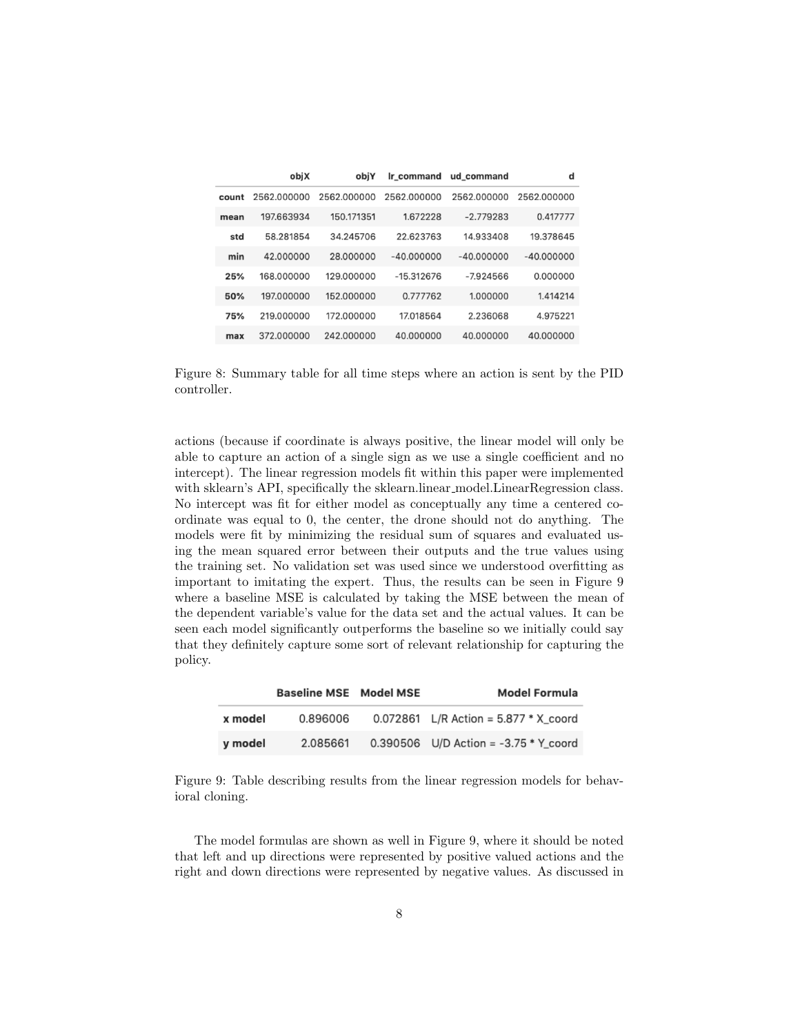|  | objX | objY | lr_command | ud_command | d |
|---|---|---|---|---|---|
| count | 2562.000000 | 2562.000000 | 2562.000000 | 2562.000000 | 2562.000000 |
| mean | 197.663934 | 150.171351 | 1.672228 | -2.779283 | 0.417777 |
| std | 58.281854 | 34.245706 | 22.623763 | 14.933408 | 19.378645 |
| min | 42.000000 | 28.000000 | -40.000000 | -40.000000 | -40.000000 |
| 25% | 168.000000 | 129.000000 | -15.312676 | -7.924566 | 0.000000 |
| 50% | 197.000000 | 152.000000 | 0.777762 | 1.000000 | 1.414214 |
| 75% | 219.000000 | 172.000000 | 17.018564 | 2.236068 | 4.975221 |
| max | 372.000000 | 242.000000 | 40.000000 | 40.000000 | 40.000000 |

Figure 8: Summary table for all time steps where an action is sent by the PID controller.

actions (because if coordinate is always positive, the linear model will only be able to capture an action of a single sign as we use a single coefficient and no intercept). The linear regression models fit within this paper were implemented with sklearn's API, specifically the sklearn.linear_model.LinearRegression class. No intercept was fit for either model as conceptually any time a centered coordinate was equal to 0, the center, the drone should not do anything. The models were fit by minimizing the residual sum of squares and evaluated using the mean squared error between their outputs and the true values using the training set. No validation set was used since we understood overfitting as important to imitating the expert. Thus, the results can be seen in Figure 9 where a baseline MSE is calculated by taking the MSE between the mean of the dependent variable's value for the data set and the actual values. It can be seen each model significantly outperforms the baseline so we initially could say that they definitely capture some sort of relevant relationship for capturing the policy.

|  | Baseline MSE | Model MSE | Model Formula |
|---|---|---|---|
| x model | 0.896006 | 0.072861 | L/R Action = 5.877 * X_coord |
| y model | 2.085661 | 0.390506 | U/D Action = -3.75 * Y_coord |

Figure 9: Table describing results from the linear regression models for behavioral cloning.

The model formulas are shown as well in Figure 9, where it should be noted that left and up directions were represented by positive valued actions and the right and down directions were represented by negative values. As discussed in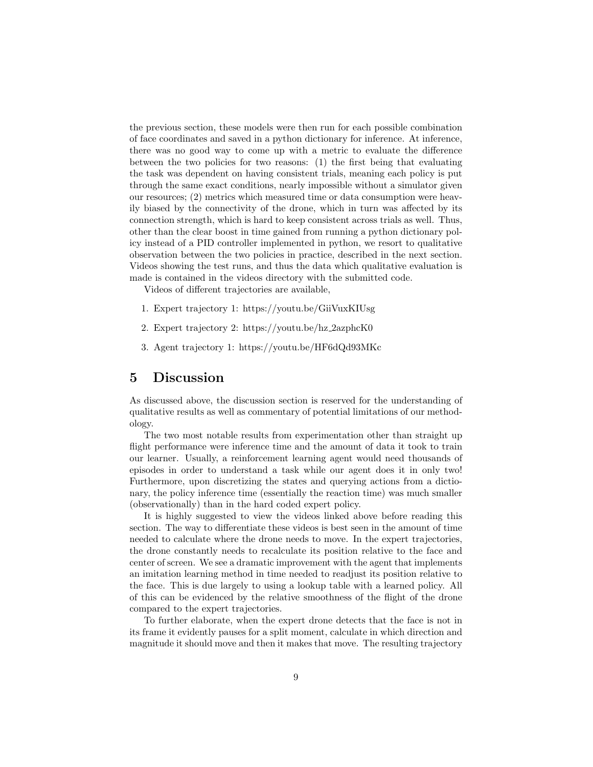the previous section, these models were then run for each possible combination of face coordinates and saved in a python dictionary for inference. At inference, there was no good way to come up with a metric to evaluate the difference between the two policies for two reasons: (1) the first being that evaluating the task was dependent on having consistent trials, meaning each policy is put through the same exact conditions, nearly impossible without a simulator given our resources; (2) metrics which measured time or data consumption were heavily biased by the connectivity of the drone, which in turn was affected by its connection strength, which is hard to keep consistent across trials as well. Thus, other than the clear boost in time gained from running a python dictionary policy instead of a PID controller implemented in python, we resort to qualitative observation between the two policies in practice, described in the next section. Videos showing the test runs, and thus the data which qualitative evaluation is made is contained in the videos directory with the submitted code.

Videos of different trajectories are available,

1. Expert trajectory 1: https://youtu.be/GiiVuxKIUsg
2. Expert trajectory 2: https://youtu.be/hz_2azphcK0
3. Agent trajectory 1: https://youtu.be/HF6dQd93MKc

# 5 Discussion

As discussed above, the discussion section is reserved for the understanding of qualitative results as well as commentary of potential limitations of our methodology.

The two most notable results from experimentation other than straight up flight performance were inference time and the amount of data it took to train our learner. Usually, a reinforcement learning agent would need thousands of episodes in order to understand a task while our agent does it in only two! Furthermore, upon discretizing the states and querying actions from a dictionary, the policy inference time (essentially the reaction time) was much smaller (observationally) than in the hard coded expert policy.

It is highly suggested to view the videos linked above before reading this section. The way to differentiate these videos is best seen in the amount of time needed to calculate where the drone needs to move. In the expert trajectories, the drone constantly needs to recalculate its position relative to the face and center of screen. We see a dramatic improvement with the agent that implements an imitation learning method in time needed to readjust its position relative to the face. This is due largely to using a lookup table with a learned policy. All of this can be evidenced by the relative smoothness of the flight of the drone compared to the expert trajectories.

To further elaborate, when the expert drone detects that the face is not in its frame it evidently pauses for a split moment, calculate in which direction and magnitude it should move and then it makes that move. The resulting trajectory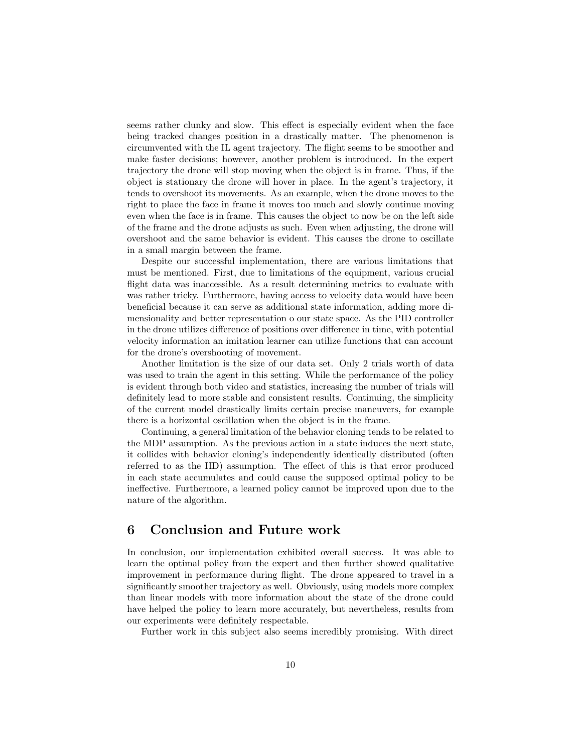seems rather clunky and slow. This effect is especially evident when the face being tracked changes position in a drastically matter. The phenomenon is circumvented with the IL agent trajectory. The flight seems to be smoother and make faster decisions; however, another problem is introduced. In the expert trajectory the drone will stop moving when the object is in frame. Thus, if the object is stationary the drone will hover in place. In the agent's trajectory, it tends to overshoot its movements. As an example, when the drone moves to the right to place the face in frame it moves too much and slowly continue moving even when the face is in frame. This causes the object to now be on the left side of the frame and the drone adjusts as such. Even when adjusting, the drone will overshoot and the same behavior is evident. This causes the drone to oscillate in a small margin between the frame.

Despite our successful implementation, there are various limitations that must be mentioned. First, due to limitations of the equipment, various crucial flight data was inaccessible. As a result determining metrics to evaluate with was rather tricky. Furthermore, having access to velocity data would have been beneficial because it can serve as additional state information, adding more dimensionality and better representation o our state space. As the PID controller in the drone utilizes difference of positions over difference in time, with potential velocity information an imitation learner can utilize functions that can account for the drone's overshooting of movement.

Another limitation is the size of our data set. Only 2 trials worth of data was used to train the agent in this setting. While the performance of the policy is evident through both video and statistics, increasing the number of trials will definitely lead to more stable and consistent results. Continuing, the simplicity of the current model drastically limits certain precise maneuvers, for example there is a horizontal oscillation when the object is in the frame.

Continuing, a general limitation of the behavior cloning tends to be related to the MDP assumption. As the previous action in a state induces the next state, it collides with behavior cloning's independently identically distributed (often referred to as the IID) assumption. The effect of this is that error produced in each state accumulates and could cause the supposed optimal policy to be ineffective. Furthermore, a learned policy cannot be improved upon due to the nature of the algorithm.

## 6 Conclusion and Future work

In conclusion, our implementation exhibited overall success. It was able to learn the optimal policy from the expert and then further showed qualitative improvement in performance during flight. The drone appeared to travel in a significantly smoother trajectory as well. Obviously, using models more complex than linear models with more information about the state of the drone could have helped the policy to learn more accurately, but nevertheless, results from our experiments were definitely respectable.

Further work in this subject also seems incredibly promising. With direct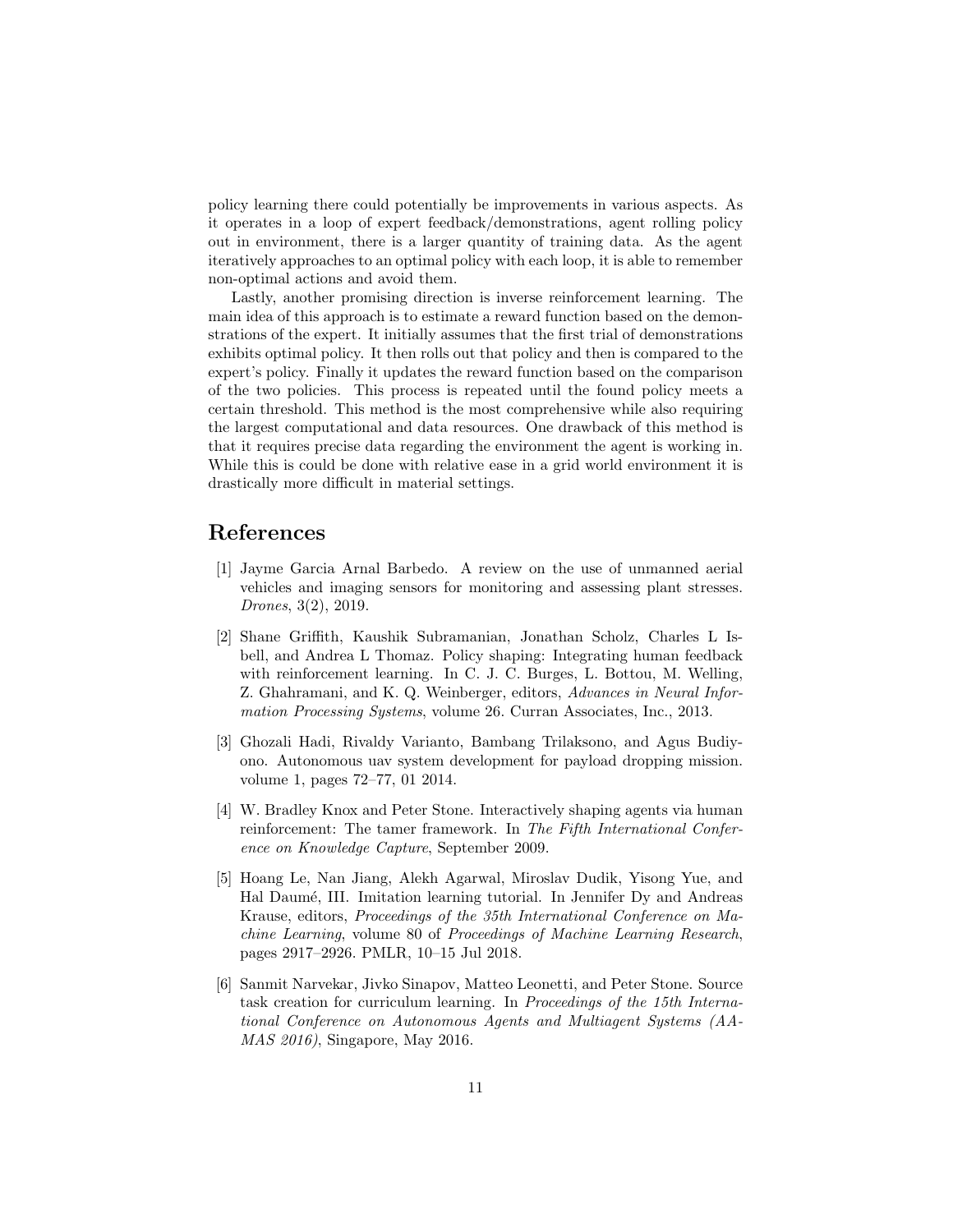policy learning there could potentially be improvements in various aspects. As it operates in a loop of expert feedback/demonstrations, agent rolling policy out in environment, there is a larger quantity of training data. As the agent iteratively approaches to an optimal policy with each loop, it is able to remember non-optimal actions and avoid them.

Lastly, another promising direction is inverse reinforcement learning. The main idea of this approach is to estimate a reward function based on the demonstrations of the expert. It initially assumes that the first trial of demonstrations exhibits optimal policy. It then rolls out that policy and then is compared to the expert's policy. Finally it updates the reward function based on the comparison of the two policies. This process is repeated until the found policy meets a certain threshold. This method is the most comprehensive while also requiring the largest computational and data resources. One drawback of this method is that it requires precise data regarding the environment the agent is working in. While this is could be done with relative ease in a grid world environment it is drastically more difficult in material settings.

# References

[1] Jayme Garcia Arnal Barbedo. A review on the use of unmanned aerial vehicles and imaging sensors for monitoring and assessing plant stresses. *Drones*, 3(2), 2019.

[2] Shane Griffith, Kaushik Subramanian, Jonathan Scholz, Charles L Isbell, and Andrea L Thomaz. Policy shaping: Integrating human feedback with reinforcement learning. In C. J. C. Burges, L. Bottou, M. Welling, Z. Ghahramani, and K. Q. Weinberger, editors, *Advances in Neural Information Processing Systems*, volume 26. Curran Associates, Inc., 2013.

[3] Ghozali Hadi, Rivaldy Varianto, Bambang Trilaksono, and Agus Budiyono. Autonomous uav system development for payload dropping mission. volume 1, pages 72–77, 01 2014.

[4] W. Bradley Knox and Peter Stone. Interactively shaping agents via human reinforcement: The tamer framework. In *The Fifth International Conference on Knowledge Capture*, September 2009.

[5] Hoang Le, Nan Jiang, Alekh Agarwal, Miroslav Dudik, Yisong Yue, and Hal Daumé, III. Imitation learning tutorial. In Jennifer Dy and Andreas Krause, editors, *Proceedings of the 35th International Conference on Machine Learning*, volume 80 of *Proceedings of Machine Learning Research*, pages 2917–2926. PMLR, 10–15 Jul 2018.

[6] Sanmit Narvekar, Jivko Sinapov, Matteo Leonetti, and Peter Stone. Source task creation for curriculum learning. In *Proceedings of the 15th International Conference on Autonomous Agents and Multiagent Systems (AAMAS 2016)*, Singapore, May 2016.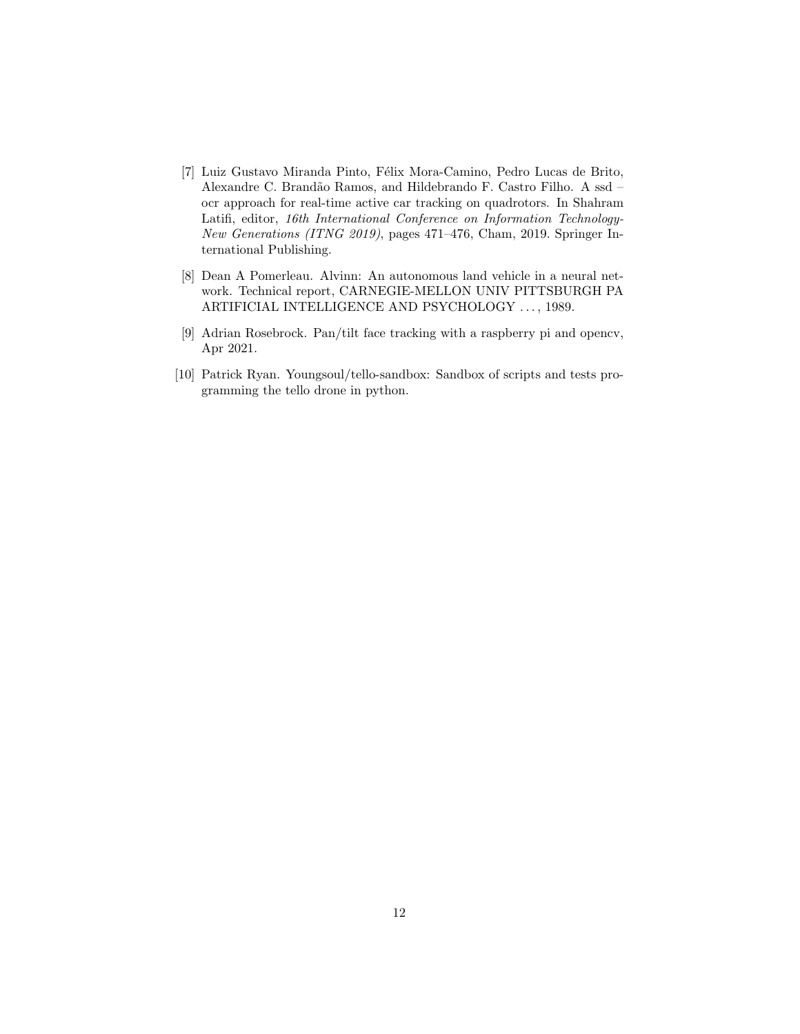[7] Luiz Gustavo Miranda Pinto, Félix Mora-Camino, Pedro Lucas de Brito, Alexandre C. Brandão Ramos, and Hildebrando F. Castro Filho. A ssd – ocr approach for real-time active car tracking on quadrotors. In Shahram Latifi, editor, *16th International Conference on Information Technology-New Generations (ITNG 2019)*, pages 471–476, Cham, 2019. Springer International Publishing.

[8] Dean A Pomerleau. Alvinn: An autonomous land vehicle in a neural network. Technical report, CARNEGIE-MELLON UNIV PITTSBURGH PA ARTIFICIAL INTELLIGENCE AND PSYCHOLOGY . . . , 1989.

[9] Adrian Rosebrock. Pan/tilt face tracking with a raspberry pi and opencv, Apr 2021.

[10] Patrick Ryan. Youngsoul/tello-sandbox: Sandbox of scripts and tests programming the tello drone in python.